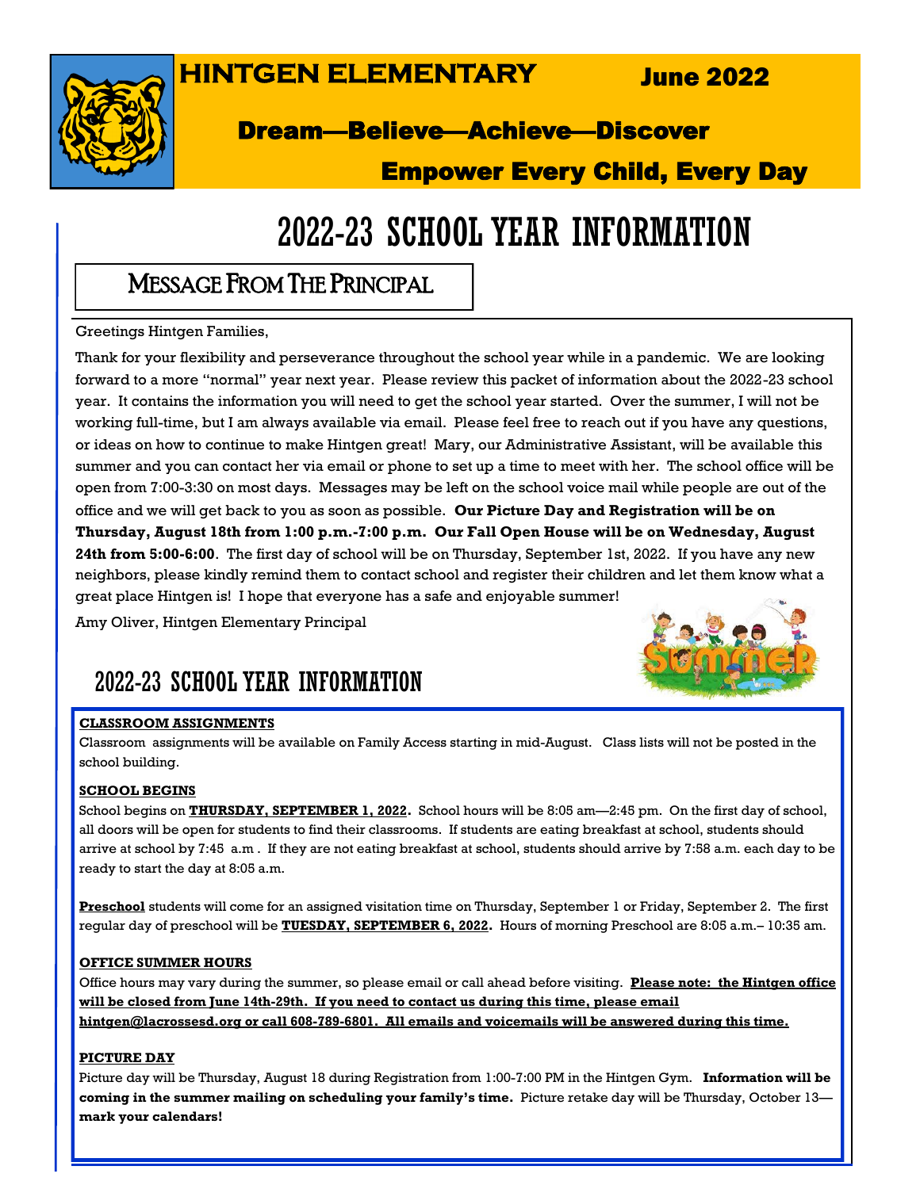# HINTGEN ELEMENTARY

**June 2022**

**Dream—Believe—Achieve—Discover**

**Empower Every Child, Every Day**

# 2022-23 SCHOOL YEAR INFORMATION

## Message From The Principal

Greetings Hintgen Families,

Thank for your flexibility and perseverance throughout the school year while in a pandemic. We are looking forward to a more "normal" year next year. Please review this packet of information about the 2022-23 school year. It contains the information you will need to get the school year started. Over the summer, I will not be working full-time, but I am always available via email. Please feel free to reach out if you have any questions, or ideas on how to continue to make Hintgen great! Mary, our Administrative Assistant, will be available this summer and you can contact her via email or phone to set up a time to meet with her. The school office will be open from 7:00-3:30 on most days. Messages may be left on the school voice mail while people are out of the office and we will get back to you as soon as possible. **Our Picture Day and Registration will be on Thursday, August 18th from 1:00 p.m.-7:00 p.m. Our Fall Open House will be on Wednesday, August 24th from 5:00-6:00**. The first day of school will be on Thursday, September 1st, 2022. If you have any new neighbors, please kindly remind them to contact school and register their children and let them know what a great place Hintgen is! I hope that everyone has a safe and enjoyable summer!

Amy Oliver, Hintgen Elementary Principal

## 2022-23 SCHOOL YEAR INFORMATION

**CLASSROOM ASSIGNMENTS**

Classroom assignments will be available on Family Access starting in mid-August. Class lists will not be posted in the school building.

**SCHOOL BEGINS**

School begins on **THURSDAY, SEPTEMBER 1, 2022.** School hours will be 8:05 am—2:45 pm. On the first day of school, all doors will be open for students to find their classrooms. If students are eating breakfast at school, students should arrive at school by 7:45 a.m . If they are not eating breakfast at school, students should arrive by 7:58 a.m. each day to be ready to start the day at 8:05 a.m.

**Preschool** students will come for an assigned visitation time on Thursday, September 1 or Friday, September 2. The first regular day of preschool will be **TUESDAY, SEPTEMBER 6, 2022.** Hours of morning Preschool are 8:05 a.m.– 10:35 am.

**OFFICE SUMMER HOURS**

Office hours may vary during the summer, so please email or call ahead before visiting. **Please note: the Hintgen office will be closed from June 14th-29th. If you need to contact us during this time, please email hintgen@lacrossesd.org or call 608-789-6801. All emails and voicemails will be answered during this time.**

**PICTURE DAY**

Picture day will be Thursday, August 18 during Registration from 1:00-7:00 PM in the Hintgen Gym. **Information will be coming in the summer mailing on scheduling your family's time.** Picture retake day will be Thursday, October 13—**mark your calendars!**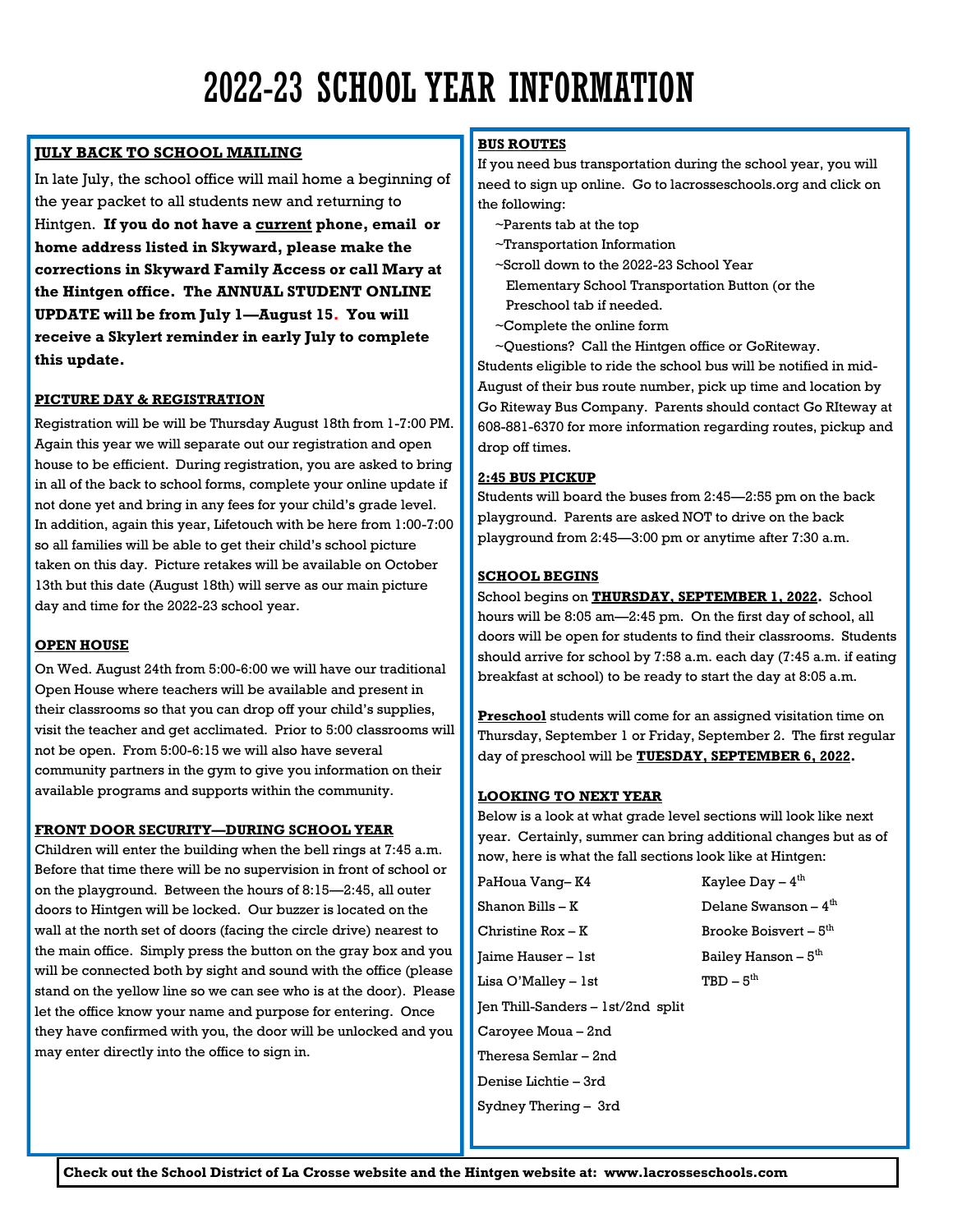# 2022-23 SCHOOL YEAR INFORMATION

## JULY BACK TO SCHOOL MAILING

In late July, the school office will mail home a beginning of the year packet to all students new and returning to Hintgen. **If you do not have a current phone, email or home address listed in Skyward, please make the corrections in Skyward Family Access or call Mary at the Hintgen office. The ANNUAL STUDENT ONLINE UPDATE will be from July 1—August 15. You will receive a Skylert reminder in early July to complete this update.**

## PICTURE DAY & REGISTRATION

Registration will be will be Thursday August 18th from 1-7:00 PM. Again this year we will separate out our registration and open house to be efficient. During registration, you are asked to bring in all of the back to school forms, complete your online update if not done yet and bring in any fees for your child's grade level. In addition, again this year, Lifetouch with be here from 1:00-7:00 so all families will be able to get their child's school picture taken on this day. Picture retakes will be available on October 13th but this date (August 18th) will serve as our main picture day and time for the 2022-23 school year.

## OPEN HOUSE

On Wed. August 24th from 5:00-6:00 we will have our traditional Open House where teachers will be available and present in their classrooms so that you can drop off your child's supplies, visit the teacher and get acclimated. Prior to 5:00 classrooms will not be open. From 5:00-6:15 we will also have several community partners in the gym to give you information on their available programs and supports within the community.

## FRONT DOOR SECURITY—DURING SCHOOL YEAR

Children will enter the building when the bell rings at 7:45 a.m. Before that time there will be no supervision in front of school or on the playground. Between the hours of 8:15—2:45, all outer doors to Hintgen will be locked. Our buzzer is located on the wall at the north set of doors (facing the circle drive) nearest to the main office. Simply press the button on the gray box and you will be connected both by sight and sound with the office (please stand on the yellow line so we can see who is at the door). Please let the office know your name and purpose for entering. Once they have confirmed with you, the door will be unlocked and you may enter directly into the office to sign in.

## BUS ROUTES

If you need bus transportation during the school year, you will need to sign up online. Go to lacrosseschools.org and click on the following:

- ~Parents tab at the top
- ~Transportation Information
- ~Scroll down to the 2022-23 School Year Elementary School Transportation Button (or the Preschool tab if needed.
- ~Complete the online form
- ~Questions? Call the Hintgen office or GoRiteway.

Students eligible to ride the school bus will be notified in mid-August of their bus route number, pick up time and location by Go Riteway Bus Company. Parents should contact Go RIteway at 608-881-6370 for more information regarding routes, pickup and drop off times.

## 2:45 BUS PICKUP

Students will board the buses from 2:45—2:55 pm on the back playground. Parents are asked NOT to drive on the back playground from 2:45—3:00 pm or anytime after 7:30 a.m.

## SCHOOL BEGINS

School begins on **THURSDAY, SEPTEMBER 1, 2022.** School hours will be 8:05 am—2:45 pm. On the first day of school, all doors will be open for students to find their classrooms. Students should arrive for school by 7:58 a.m. each day (7:45 a.m. if eating breakfast at school) to be ready to start the day at 8:05 a.m.

**Preschool** students will come for an assigned visitation time on Thursday, September 1 or Friday, September 2. The first regular day of preschool will be **TUESDAY, SEPTEMBER 6, 2022.**

## LOOKING TO NEXT YEAR

Below is a look at what grade level sections will look like next year. Certainly, summer can bring additional changes but as of now, here is what the fall sections look like at Hintgen:

- PaHoua Vang– K4
- Shanon Bills – K
- Christine Rox – K
- Jaime Hauser – 1st
- Lisa O'Malley – 1st
- Jen Thill-Sanders – 1st/2nd split
- Caroyee Moua – 2nd
- Theresa Semlar – 2nd
- Denise Lichtie – 3rd
- Sydney Thering – 3rd
- Kaylee Day – 4th
- Delane Swanson – 4th
- Brooke Boisvert – 5th
- Bailey Hanson – 5th
- TBD – 5th

**Check out the School District of La Crosse website and the Hintgen website at: www.lacrosseschools.com**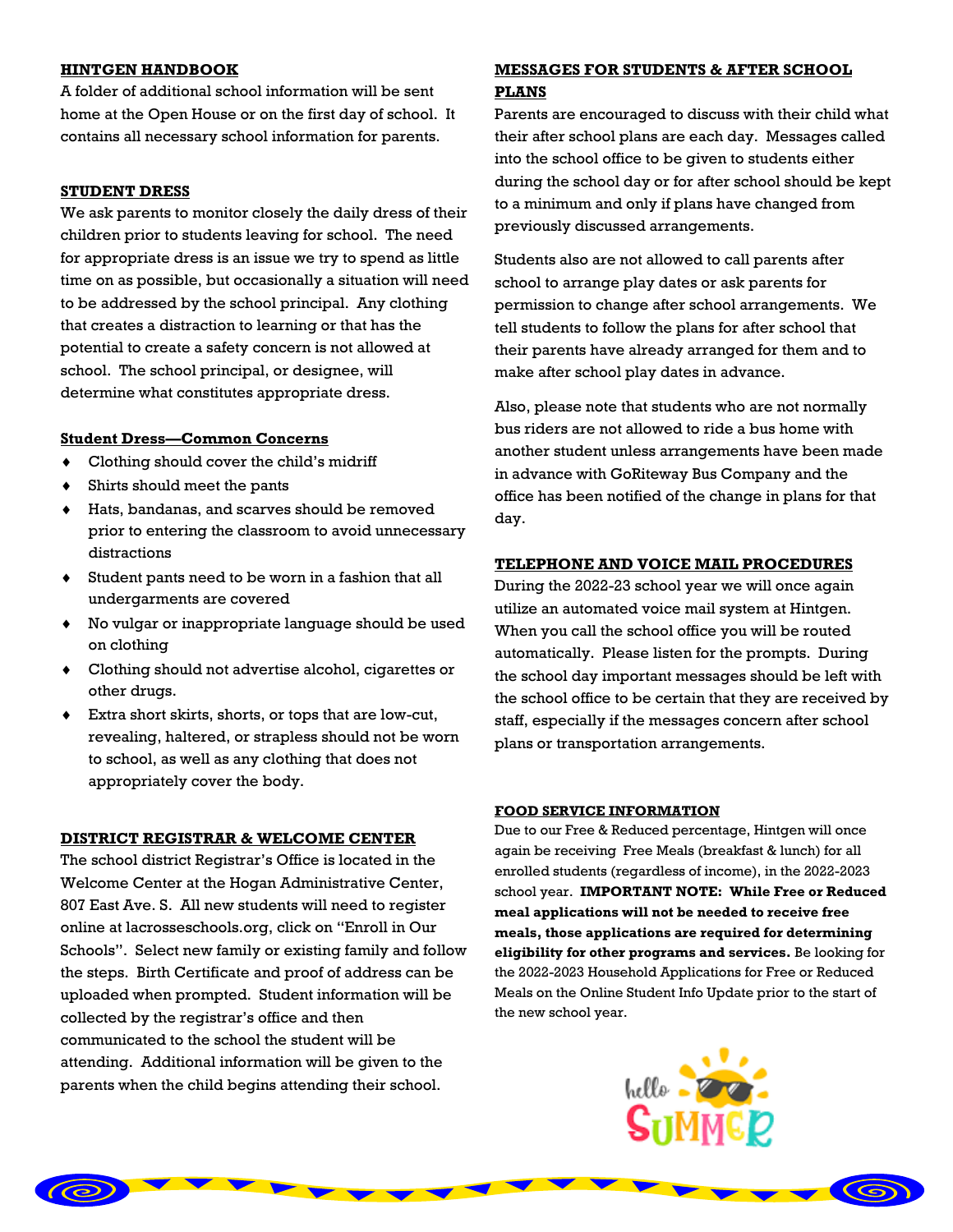## HINTGEN HANDBOOK

A folder of additional school information will be sent home at the Open House or on the first day of school. It contains all necessary school information for parents.

## STUDENT DRESS

We ask parents to monitor closely the daily dress of their children prior to students leaving for school. The need for appropriate dress is an issue we try to spend as little time on as possible, but occasionally a situation will need to be addressed by the school principal. Any clothing that creates a distraction to learning or that has the potential to create a safety concern is not allowed at school. The school principal, or designee, will determine what constitutes appropriate dress.

### Student Dress—Common Concerns

- Clothing should cover the child's midriff
- Shirts should meet the pants
- Hats, bandanas, and scarves should be removed prior to entering the classroom to avoid unnecessary distractions
- Student pants need to be worn in a fashion that all undergarments are covered
- No vulgar or inappropriate language should be used on clothing
- Clothing should not advertise alcohol, cigarettes or other drugs.
- Extra short skirts, shorts, or tops that are low-cut, revealing, haltered, or strapless should not be worn to school, as well as any clothing that does not appropriately cover the body.

## DISTRICT REGISTRAR & WELCOME CENTER

The school district Registrar's Office is located in the Welcome Center at the Hogan Administrative Center, 807 East Ave. S. All new students will need to register online at lacrosseschools.org, click on "Enroll in Our Schools". Select new family or existing family and follow the steps. Birth Certificate and proof of address can be uploaded when prompted. Student information will be collected by the registrar's office and then communicated to the school the student will be attending. Additional information will be given to the parents when the child begins attending their school.

## MESSAGES FOR STUDENTS & AFTER SCHOOL PLANS

Parents are encouraged to discuss with their child what their after school plans are each day. Messages called into the school office to be given to students either during the school day or for after school should be kept to a minimum and only if plans have changed from previously discussed arrangements.

Students also are not allowed to call parents after school to arrange play dates or ask parents for permission to change after school arrangements. We tell students to follow the plans for after school that their parents have already arranged for them and to make after school play dates in advance.

Also, please note that students who are not normally bus riders are not allowed to ride a bus home with another student unless arrangements have been made in advance with GoRiteway Bus Company and the office has been notified of the change in plans for that day.

## TELEPHONE AND VOICE MAIL PROCEDURES

During the 2022-23 school year we will once again utilize an automated voice mail system at Hintgen. When you call the school office you will be routed automatically. Please listen for the prompts. During the school day important messages should be left with the school office to be certain that they are received by staff, especially if the messages concern after school plans or transportation arrangements.

## FOOD SERVICE INFORMATION

Due to our Free & Reduced percentage, Hintgen will once again be receiving Free Meals (breakfast & lunch) for all enrolled students (regardless of income), in the 2022-2023 school year. **IMPORTANT NOTE: While Free or Reduced meal applications will not be needed to receive free meals, those applications are required for determining eligibility for other programs and services.** Be looking for the 2022-2023 Household Applications for Free or Reduced Meals on the Online Student Info Update prior to the start of the new school year.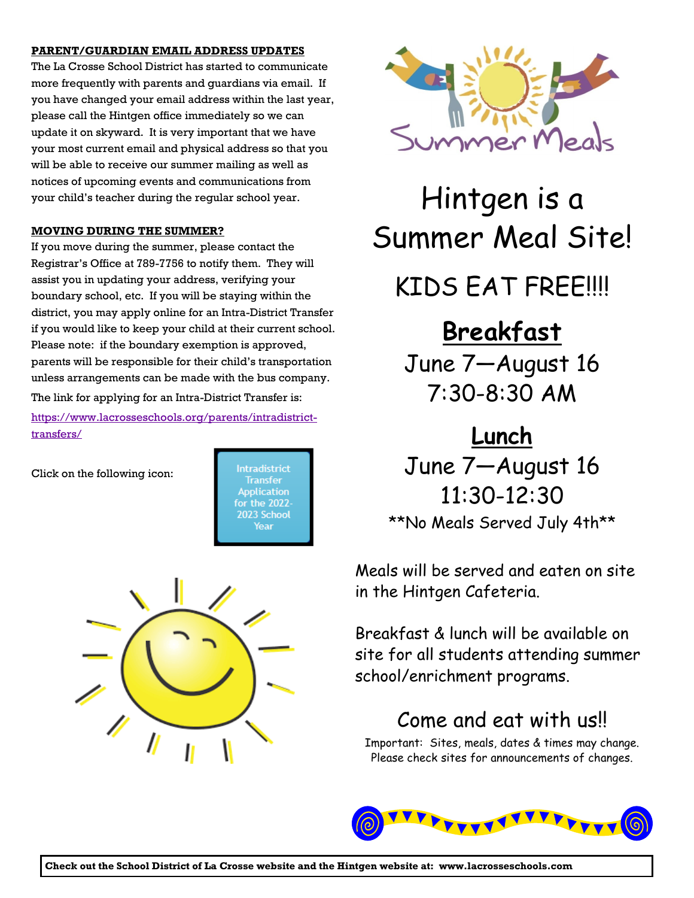**PARENT/GUARDIAN EMAIL ADDRESS UPDATES**

The La Crosse School District has started to communicate more frequently with parents and guardians via email. If you have changed your email address within the last year, please call the Hintgen office immediately so we can update it on skyward. It is very important that we have your most current email and physical address so that you will be able to receive our summer mailing as well as notices of upcoming events and communications from your child's teacher during the regular school year.

**MOVING DURING THE SUMMER?**

If you move during the summer, please contact the Registrar's Office at 789-7756 to notify them. They will assist you in updating your address, verifying your boundary school, etc. If you will be staying within the district, you may apply online for an Intra-District Transfer if you would like to keep your child at their current school. Please note: if the boundary exemption is approved, parents will be responsible for their child's transportation unless arrangements can be made with the bus company.

The link for applying for an Intra-District Transfer is:

https://www.lacrosseschools.org/parents/intradistrict-transfers/

Click on the following icon:

Intradistrict Transfer Application for the 2022-2023 School Year

Summer Meals

# Hintgen is a Summer Meal Site!

## KIDS EAT FREE!!!!

## Breakfast

June 7—August 16

7:30-8:30 AM

## Lunch

June 7—August 16

11:30-12:30

**No Meals Served July 4th**

Meals will be served and eaten on site in the Hintgen Cafeteria.

Breakfast & lunch will be available on site for all students attending summer school/enrichment programs.

Come and eat with us!!

Important: Sites, meals, dates & times may change. Please check sites for announcements of changes.

**Check out the School District of La Crosse website and the Hintgen website at: www.lacrosseschools.com**